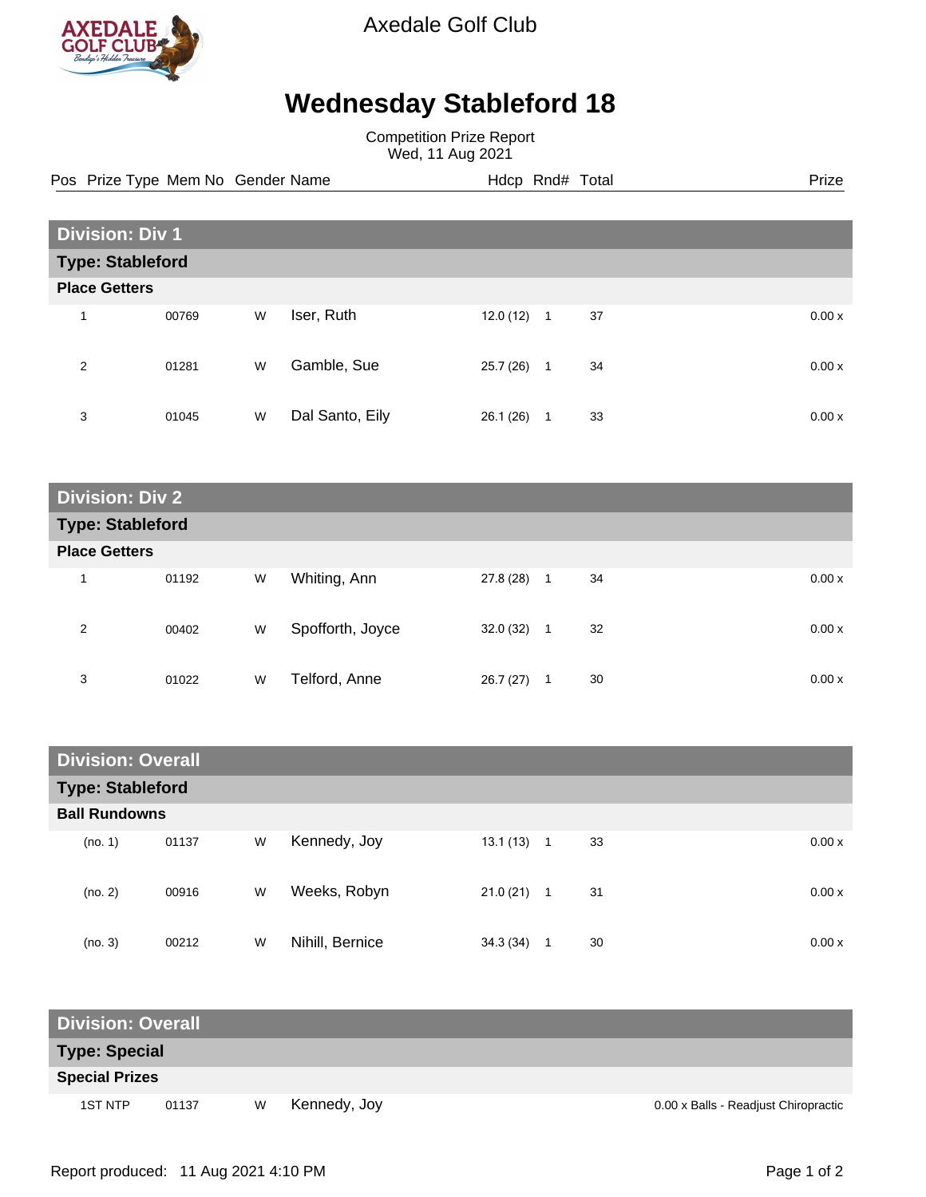Axedale Golf Club

# Wednesday Stableford 18

Competition Prize Report
Wed, 11 Aug 2021

## Division: Div 1

### Type: Stableford

**Place Getters**

| Pos | Prize Type | Mem No | Gender | Name | Hdcp | Rnd# | Total | Prize |
|---|---|---|---|---|---|---|---|---|
| 1 | | 00769 | W | Iser, Ruth | 12.0 (12) | 1 | 37 | 0.00 x |
| 2 | | 01281 | W | Gamble, Sue | 25.7 (26) | 1 | 34 | 0.00 x |
| 3 | | 01045 | W | Dal Santo, Eily | 26.1 (26) | 1 | 33 | 0.00 x |

## Division: Div 2

### Type: Stableford

**Place Getters**

| Pos | Prize Type | Mem No | Gender | Name | Hdcp | Rnd# | Total | Prize |
|---|---|---|---|---|---|---|---|---|
| 1 | | 01192 | W | Whiting, Ann | 27.8 (28) | 1 | 34 | 0.00 x |
| 2 | | 00402 | W | Spofforth, Joyce | 32.0 (32) | 1 | 32 | 0.00 x |
| 3 | | 01022 | W | Telford, Anne | 26.7 (27) | 1 | 30 | 0.00 x |

## Division: Overall

### Type: Stableford

**Ball Rundowns**

| Pos | Prize Type | Mem No | Gender | Name | Hdcp | Rnd# | Total | Prize |
|---|---|---|---|---|---|---|---|---|
| (no. 1) | | 01137 | W | Kennedy, Joy | 13.1 (13) | 1 | 33 | 0.00 x |
| (no. 2) | | 00916 | W | Weeks, Robyn | 21.0 (21) | 1 | 31 | 0.00 x |
| (no. 3) | | 00212 | W | Nihill, Bernice | 34.3 (34) | 1 | 30 | 0.00 x |

## Division: Overall

### Type: Special

**Special Prizes**

| Pos | Prize Type | Mem No | Gender | Name | Hdcp | Rnd# | Total | Prize |
|---|---|---|---|---|---|---|---|---|
| | 1ST NTP | 01137 | W | Kennedy, Joy | | | | 0.00 x Balls - Readjust Chiropractic |

Report produced: 11 Aug 2021 4:10 PM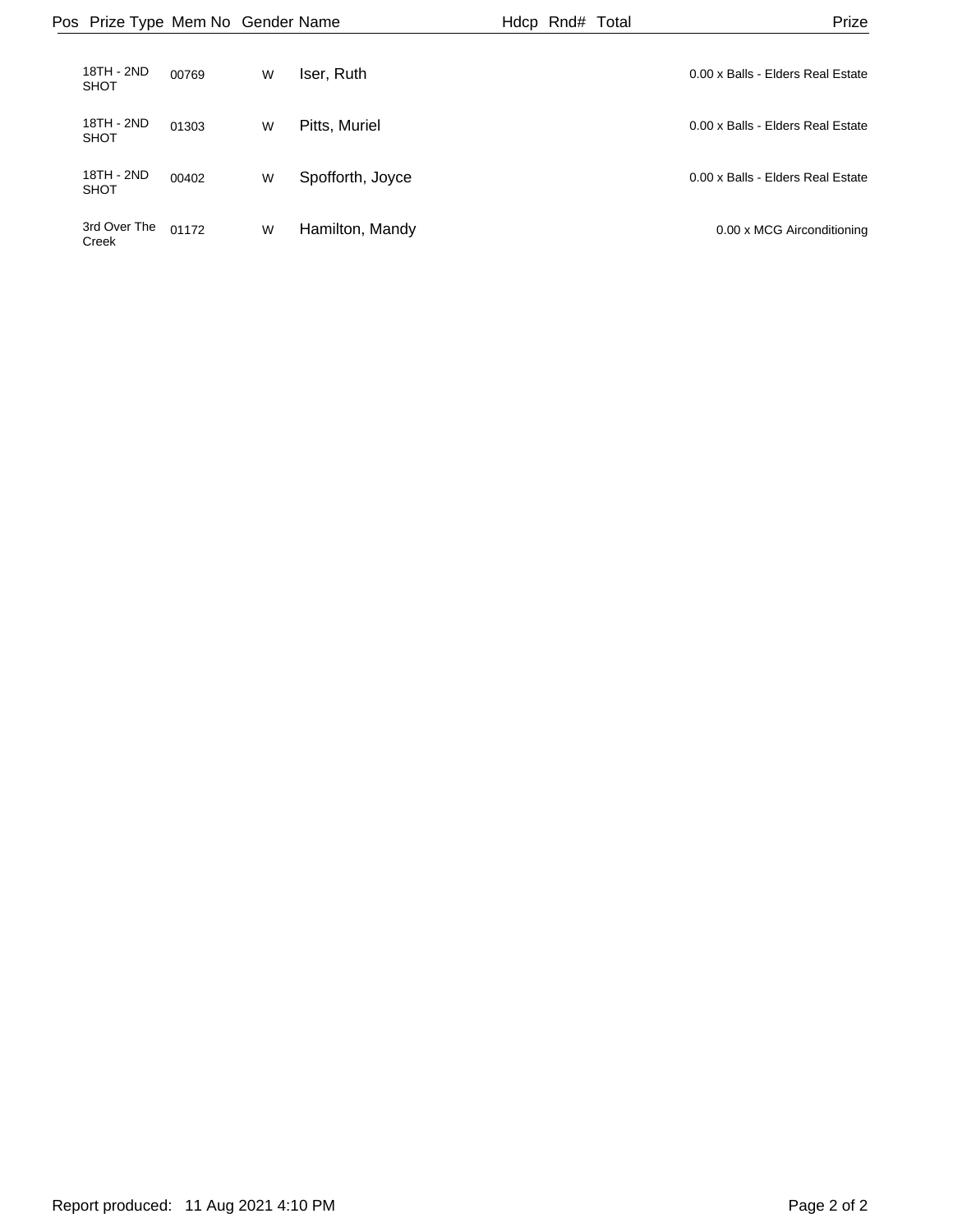| Pos | Prize Type | Mem No | Gender | Name | Hdcp | Rnd# | Total | Prize |
|---|---|---|---|---|---|---|---|---|
| | 18TH - 2ND SHOT | 00769 | W | Iser, Ruth | | | | 0.00 x Balls - Elders Real Estate |
| | 18TH - 2ND SHOT | 01303 | W | Pitts, Muriel | | | | 0.00 x Balls - Elders Real Estate |
| | 18TH - 2ND SHOT | 00402 | W | Spofforth, Joyce | | | | 0.00 x Balls - Elders Real Estate |
| | 3rd Over The Creek | 01172 | W | Hamilton, Mandy | | | | 0.00 x MCG Airconditioning |

Report produced: 11 Aug 2021 4:10 PM